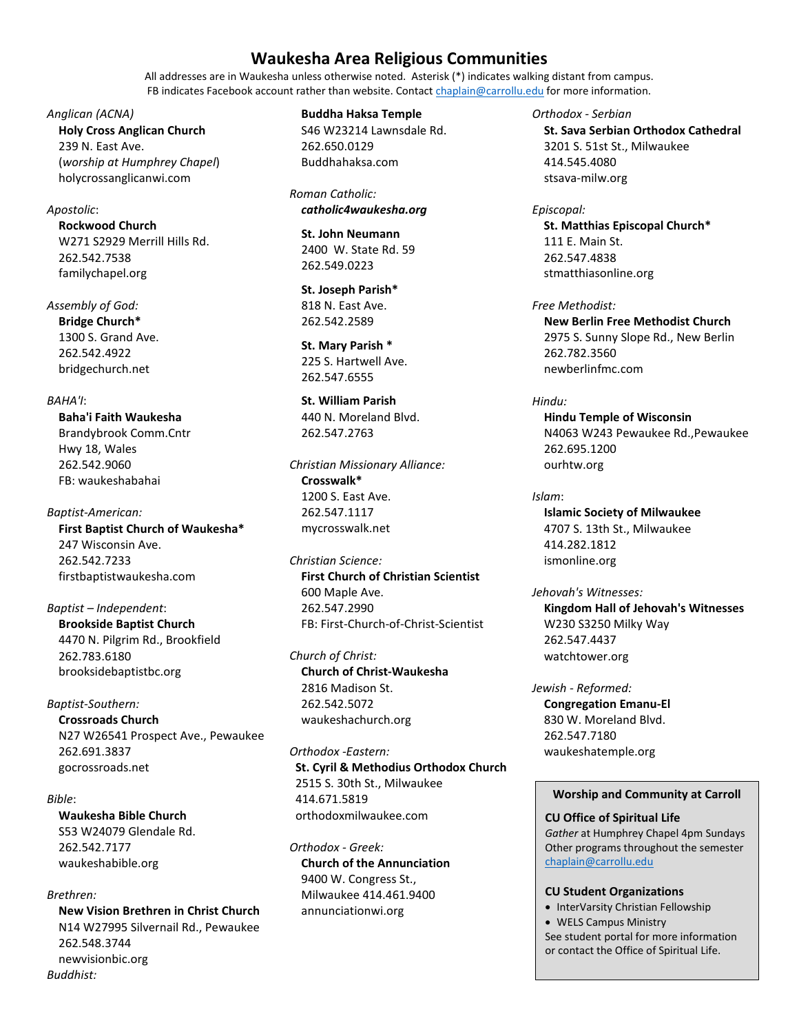# Waukesha Area Religious Communities

All addresses are in Waukesha unless otherwise noted. Asterisk (*) indicates walking distant from campus.
FB indicates Facebook account rather than website. Contact chaplain@carrollu.edu for more information.

*Anglican (ACNA)*
**Holy Cross Anglican Church**
239 N. East Ave.
(*worship at Humphrey Chapel*)
holycrossanglicanwi.com

*Apostolic*:
**Rockwood Church**
W271 S2929 Merrill Hills Rd.
262.542.7538
familychapel.org

*Assembly of God:*
**Bridge Church***
1300 S. Grand Ave.
262.542.4922
bridgechurch.net

*BAHA'I*:
**Baha'i Faith Waukesha**
Brandybrook Comm.Cntr
Hwy 18, Wales
262.542.9060
FB: waukeshabahai

*Baptist-American:*
**First Baptist Church of Waukesha***
247 Wisconsin Ave.
262.542.7233
firstbaptistwaukesha.com

*Baptist – Independent*:
**Brookside Baptist Church**
4470 N. Pilgrim Rd., Brookfield
262.783.6180
brooksidebaptistbc.org

*Baptist-Southern:*
**Crossroads Church**
N27 W26541 Prospect Ave., Pewaukee
262.691.3837
gocrossroads.net

*Bible*:
**Waukesha Bible Church**
S53 W24079 Glendale Rd.
262.542.7177
waukeshabible.org

*Brethren:*
**New Vision Brethren in Christ Church**
N14 W27995 Silvernail Rd., Pewaukee
262.548.3744
newvisionbic.org

*Buddhist:*
**Buddha Haksa Temple**
S46 W23214 Lawnsdale Rd.
262.650.0129
Buddhahaksa.com

*Roman Catholic:*
***catholic4waukesha.org***

**St. John Neumann**
2400 W. State Rd. 59
262.549.0223

**St. Joseph Parish***
818 N. East Ave.
262.542.2589

**St. Mary Parish ***
225 S. Hartwell Ave.
262.547.6555

**St. William Parish**
440 N. Moreland Blvd.
262.547.2763

*Christian Missionary Alliance:*
**Crosswalk***
1200 S. East Ave.
262.547.1117
mycrosswalk.net

*Christian Science:*
**First Church of Christian Scientist**
600 Maple Ave.
262.547.2990
FB: First-Church-of-Christ-Scientist

*Church of Christ:*
**Church of Christ-Waukesha**
2816 Madison St.
262.542.5072
waukeshachurch.org

*Orthodox -Eastern:*
**St. Cyril & Methodius Orthodox Church**
2515 S. 30th St., Milwaukee
414.671.5819
orthodoxmilwaukee.com

*Orthodox - Greek:*
**Church of the Annunciation**
9400 W. Congress St.,
Milwaukee 414.461.9400
annunciationwi.org

*Orthodox - Serbian*
**St. Sava Serbian Orthodox Cathedral**
3201 S. 51st St., Milwaukee
414.545.4080
stsava-milw.org

*Episcopal:*
**St. Matthias Episcopal Church***
111 E. Main St.
262.547.4838
stmatthiasonline.org

*Free Methodist:*
**New Berlin Free Methodist Church**
2975 S. Sunny Slope Rd., New Berlin
262.782.3560
newberlinfmc.com

*Hindu:*
**Hindu Temple of Wisconsin**
N4063 W243 Pewaukee Rd.,Pewaukee
262.695.1200
ourhtw.org

*Islam*:
**Islamic Society of Milwaukee**
4707 S. 13th St., Milwaukee
414.282.1812
ismonline.org

*Jehovah's Witnesses:*
**Kingdom Hall of Jehovah's Witnesses**
W230 S3250 Milky Way
262.547.4437
watchtower.org

*Jewish - Reformed:*
**Congregation Emanu-El**
830 W. Moreland Blvd.
262.547.7180
waukeshatemple.org

## Worship and Community at Carroll

**CU Office of Spiritual Life**
*Gather* at Humphrey Chapel 4pm Sundays
Other programs throughout the semester
chaplain@carrollu.edu

**CU Student Organizations**
- InterVarsity Christian Fellowship
- WELS Campus Ministry

See student portal for more information or contact the Office of Spiritual Life.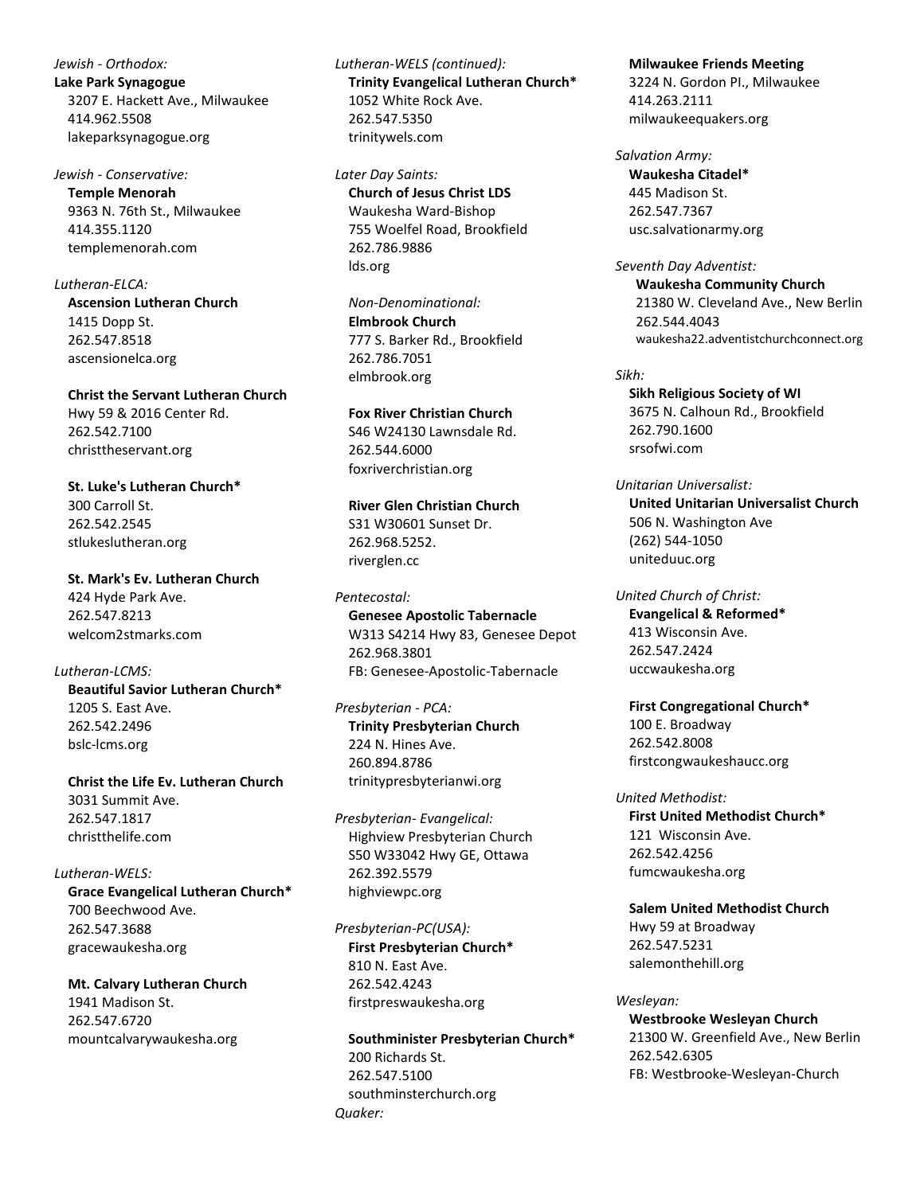*Jewish - Orthodox:*

**Lake Park Synagogue**
3207 E. Hackett Ave., Milwaukee
414.962.5508
lakeparksynagogue.org

*Jewish - Conservative:*

**Temple Menorah**
9363 N. 76th St., Milwaukee
414.355.1120
templemenorah.com

*Lutheran-ELCA:*

**Ascension Lutheran Church**
1415 Dopp St.
262.547.8518
ascensionelca.org

**Christ the Servant Lutheran Church**
Hwy 59 & 2016 Center Rd.
262.542.7100
christtheservant.org

**St. Luke's Lutheran Church***
300 Carroll St.
262.542.2545
stlukeslutheran.org

**St. Mark's Ev. Lutheran Church**
424 Hyde Park Ave.
262.547.8213
welcom2stmarks.com

*Lutheran-LCMS:*

**Beautiful Savior Lutheran Church***
1205 S. East Ave.
262.542.2496
bslc-lcms.org

**Christ the Life Ev. Lutheran Church**
3031 Summit Ave.
262.547.1817
christthelife.com

*Lutheran-WELS:*

**Grace Evangelical Lutheran Church***
700 Beechwood Ave.
262.547.3688
gracewaukesha.org

**Mt. Calvary Lutheran Church**
1941 Madison St.
262.547.6720
mountcalvarywaukesha.org

*Lutheran-WELS (continued):*

**Trinity Evangelical Lutheran Church***
1052 White Rock Ave.
262.547.5350
trinitywels.com

*Later Day Saints:*

**Church of Jesus Christ LDS**
Waukesha Ward-Bishop
755 Woelfel Road, Brookfield
262.786.9886
lds.org

*Non-Denominational:*

**Elmbrook Church**
777 S. Barker Rd., Brookfield
262.786.7051
elmbrook.org

**Fox River Christian Church**
S46 W24130 Lawnsdale Rd.
262.544.6000
foxriverchristian.org

**River Glen Christian Church**
S31 W30601 Sunset Dr.
262.968.5252.
riverglen.cc

*Pentecostal:*

**Genesee Apostolic Tabernacle**
W313 S4214 Hwy 83, Genesee Depot
262.968.3801
FB: Genesee-Apostolic-Tabernacle

*Presbyterian - PCA:*

**Trinity Presbyterian Church**
224 N. Hines Ave.
260.894.8786
trinitypresbyterianwi.org

*Presbyterian- Evangelical:*

Highview Presbyterian Church
S50 W33042 Hwy GE, Ottawa
262.392.5579
highviewpc.org

*Presbyterian-PC(USA):*

**First Presbyterian Church***
810 N. East Ave.
262.542.4243
firstpreswaukesha.org

**Southminister Presbyterian Church***
200 Richards St.
262.547.5100
southminsterchurch.org

*Quaker:*

**Milwaukee Friends Meeting**
3224 N. Gordon Pl., Milwaukee
414.263.2111
milwaukeequakers.org

*Salvation Army:*

**Waukesha Citadel***
445 Madison St.
262.547.7367
usc.salvationarmy.org

*Seventh Day Adventist:*

**Waukesha Community Church**
21380 W. Cleveland Ave., New Berlin
262.544.4043
waukesha22.adventistchurchconnect.org

*Sikh:*

**Sikh Religious Society of WI**
3675 N. Calhoun Rd., Brookfield
262.790.1600
srsofwi.com

*Unitarian Universalist:*

**United Unitarian Universalist Church**
506 N. Washington Ave
(262) 544-1050
uniteduuc.org

*United Church of Christ:*

**Evangelical & Reformed***
413 Wisconsin Ave.
262.547.2424
uccwaukesha.org

**First Congregational Church***
100 E. Broadway
262.542.8008
firstcongwaukeshaucc.org

*United Methodist:*

**First United Methodist Church***
121 Wisconsin Ave.
262.542.4256
fumcwaukesha.org

**Salem United Methodist Church**
Hwy 59 at Broadway
262.547.5231
salemonthehill.org

*Wesleyan:*

**Westbrooke Wesleyan Church**
21300 W. Greenfield Ave., New Berlin
262.542.6305
FB: Westbrooke-Wesleyan-Church